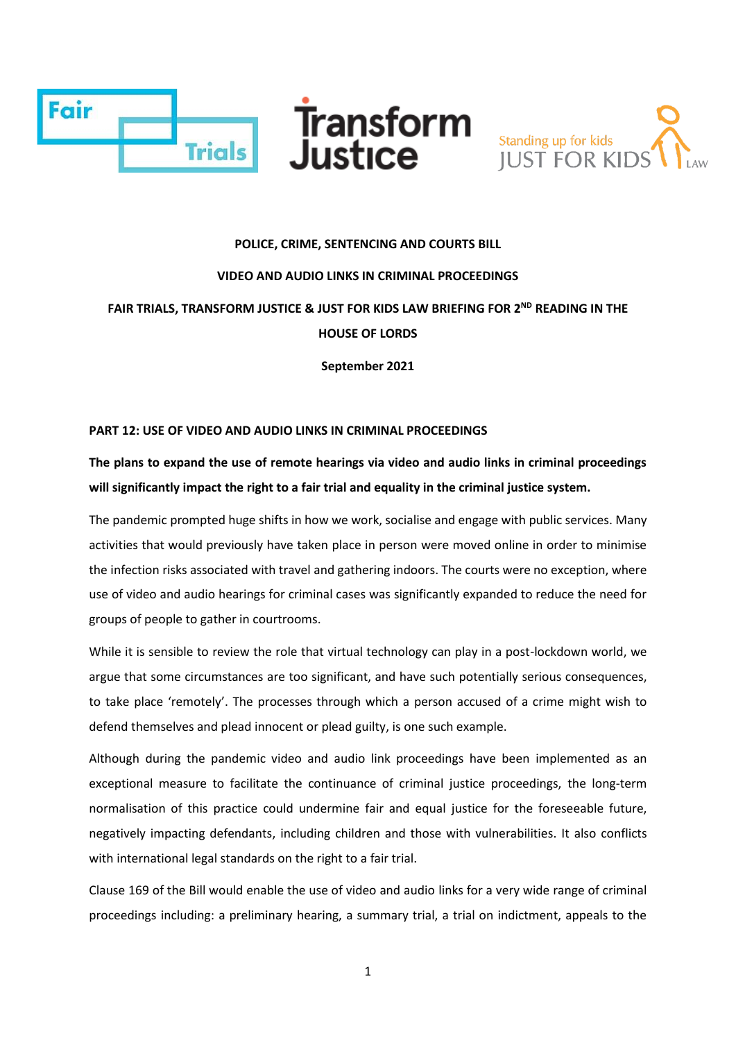Fair Trials | Transform Justice | Standing up for kids JUST FOR KIDS LAW

**POLICE, CRIME, SENTENCING AND COURTS BILL**

**VIDEO AND AUDIO LINKS IN CRIMINAL PROCEEDINGS**

**FAIR TRIALS, TRANSFORM JUSTICE & JUST FOR KIDS LAW BRIEFING FOR 2ND READING IN THE HOUSE OF LORDS**

**September 2021**

## PART 12: USE OF VIDEO AND AUDIO LINKS IN CRIMINAL PROCEEDINGS

**The plans to expand the use of remote hearings via video and audio links in criminal proceedings will significantly impact the right to a fair trial and equality in the criminal justice system.**

The pandemic prompted huge shifts in how we work, socialise and engage with public services. Many activities that would previously have taken place in person were moved online in order to minimise the infection risks associated with travel and gathering indoors. The courts were no exception, where use of video and audio hearings for criminal cases was significantly expanded to reduce the need for groups of people to gather in courtrooms.

While it is sensible to review the role that virtual technology can play in a post-lockdown world, we argue that some circumstances are too significant, and have such potentially serious consequences, to take place 'remotely'. The processes through which a person accused of a crime might wish to defend themselves and plead innocent or plead guilty, is one such example.

Although during the pandemic video and audio link proceedings have been implemented as an exceptional measure to facilitate the continuance of criminal justice proceedings, the long-term normalisation of this practice could undermine fair and equal justice for the foreseeable future, negatively impacting defendants, including children and those with vulnerabilities. It also conflicts with international legal standards on the right to a fair trial.

Clause 169 of the Bill would enable the use of video and audio links for a very wide range of criminal proceedings including: a preliminary hearing, a summary trial, a trial on indictment, appeals to the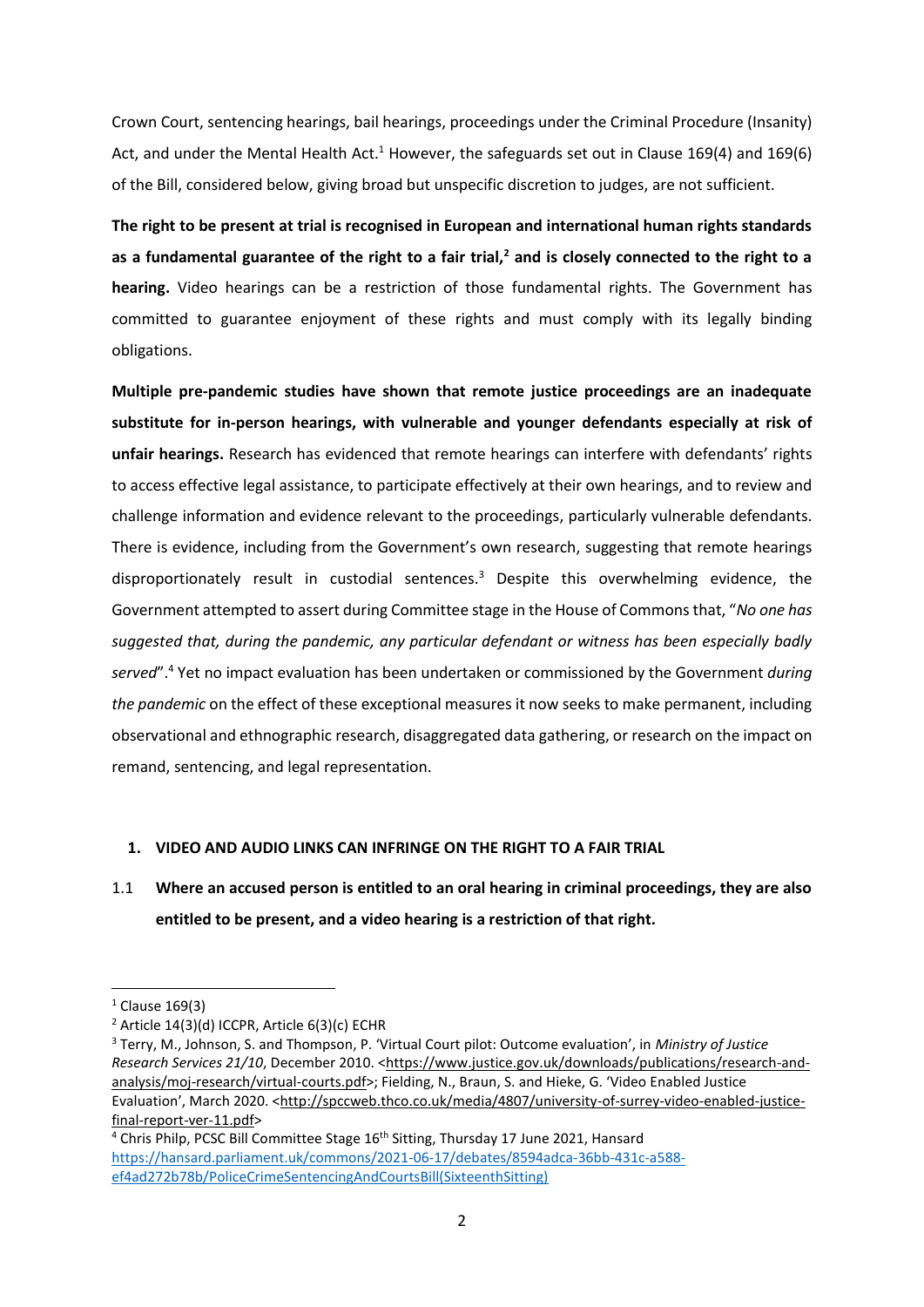Crown Court, sentencing hearings, bail hearings, proceedings under the Criminal Procedure (Insanity) Act, and under the Mental Health Act.[1] However, the safeguards set out in Clause 169(4) and 169(6) of the Bill, considered below, giving broad but unspecific discretion to judges, are not sufficient.

**The right to be present at trial is recognised in European and international human rights standards as a fundamental guarantee of the right to a fair trial,[2] and is closely connected to the right to a hearing.** Video hearings can be a restriction of those fundamental rights. The Government has committed to guarantee enjoyment of these rights and must comply with its legally binding obligations.

**Multiple pre-pandemic studies have shown that remote justice proceedings are an inadequate substitute for in-person hearings, with vulnerable and younger defendants especially at risk of unfair hearings.** Research has evidenced that remote hearings can interfere with defendants' rights to access effective legal assistance, to participate effectively at their own hearings, and to review and challenge information and evidence relevant to the proceedings, particularly vulnerable defendants. There is evidence, including from the Government's own research, suggesting that remote hearings disproportionately result in custodial sentences.[3] Despite this overwhelming evidence, the Government attempted to assert during Committee stage in the House of Commons that, "*No one has suggested that, during the pandemic, any particular defendant or witness has been especially badly served*".[4] Yet no impact evaluation has been undertaken or commissioned by the Government *during the pandemic* on the effect of these exceptional measures it now seeks to make permanent, including observational and ethnographic research, disaggregated data gathering, or research on the impact on remand, sentencing, and legal representation.

## 1. VIDEO AND AUDIO LINKS CAN INFRINGE ON THE RIGHT TO A FAIR TRIAL

1.1 **Where an accused person is entitled to an oral hearing in criminal proceedings, they are also entitled to be present, and a video hearing is a restriction of that right.**

---

[1] Clause 169(3)

[2] Article 14(3)(d) ICCPR, Article 6(3)(c) ECHR

[3] Terry, M., Johnson, S. and Thompson, P. 'Virtual Court pilot: Outcome evaluation', in *Ministry of Justice Research Services 21/10*, December 2010. <https://www.justice.gov.uk/downloads/publications/research-and-analysis/moj-research/virtual-courts.pdf>; Fielding, N., Braun, S. and Hieke, G. 'Video Enabled Justice Evaluation', March 2020. <http://spccweb.thco.co.uk/media/4807/university-of-surrey-video-enabled-justice-final-report-ver-11.pdf>

[4] Chris Philp, PCSC Bill Committee Stage 16th Sitting, Thursday 17 June 2021, Hansard https://hansard.parliament.uk/commons/2021-06-17/debates/8594adca-36bb-431c-a588-ef4ad272b78b/PoliceCrimeSentencingAndCourtsBill(SixteenthSitting)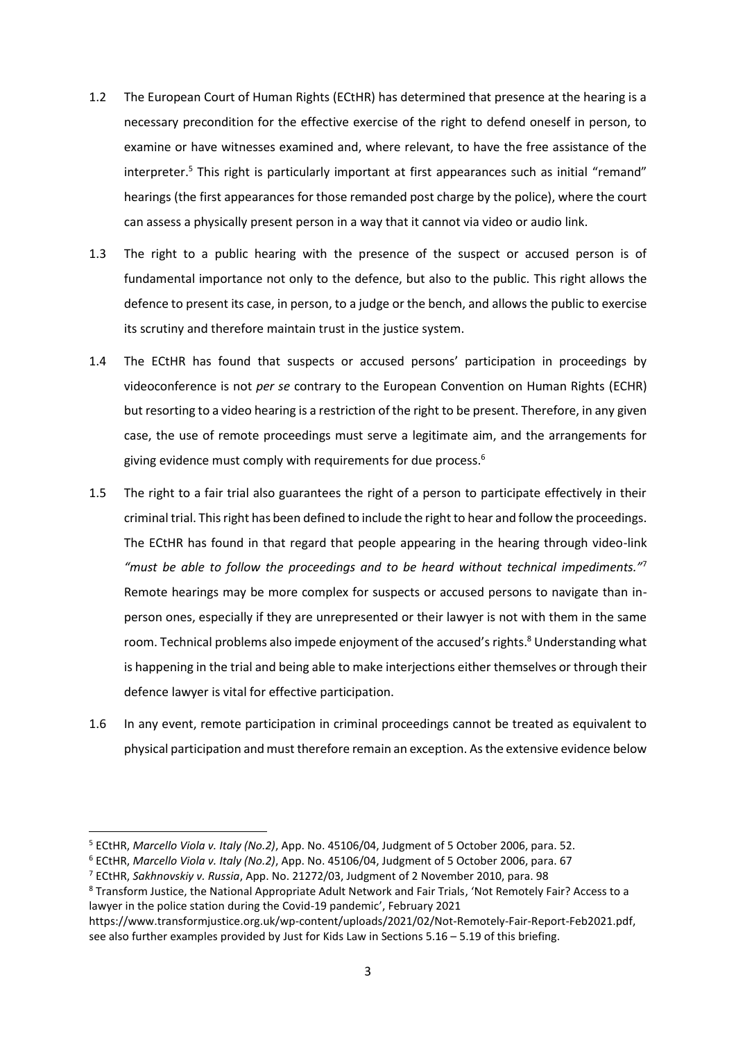1.2 The European Court of Human Rights (ECtHR) has determined that presence at the hearing is a necessary precondition for the effective exercise of the right to defend oneself in person, to examine or have witnesses examined and, where relevant, to have the free assistance of the interpreter.[5] This right is particularly important at first appearances such as initial "remand" hearings (the first appearances for those remanded post charge by the police), where the court can assess a physically present person in a way that it cannot via video or audio link.

1.3 The right to a public hearing with the presence of the suspect or accused person is of fundamental importance not only to the defence, but also to the public. This right allows the defence to present its case, in person, to a judge or the bench, and allows the public to exercise its scrutiny and therefore maintain trust in the justice system.

1.4 The ECtHR has found that suspects or accused persons' participation in proceedings by videoconference is not *per se* contrary to the European Convention on Human Rights (ECHR) but resorting to a video hearing is a restriction of the right to be present. Therefore, in any given case, the use of remote proceedings must serve a legitimate aim, and the arrangements for giving evidence must comply with requirements for due process.[6]

1.5 The right to a fair trial also guarantees the right of a person to participate effectively in their criminal trial. This right has been defined to include the right to hear and follow the proceedings. The ECtHR has found in that regard that people appearing in the hearing through video-link *"must be able to follow the proceedings and to be heard without technical impediments."*[7] Remote hearings may be more complex for suspects or accused persons to navigate than in-person ones, especially if they are unrepresented or their lawyer is not with them in the same room. Technical problems also impede enjoyment of the accused's rights.[8] Understanding what is happening in the trial and being able to make interjections either themselves or through their defence lawyer is vital for effective participation.

1.6 In any event, remote participation in criminal proceedings cannot be treated as equivalent to physical participation and must therefore remain an exception. As the extensive evidence below

---

[5] ECtHR, *Marcello Viola v. Italy (No.2)*, App. No. 45106/04, Judgment of 5 October 2006, para. 52.

[6] ECtHR, *Marcello Viola v. Italy (No.2)*, App. No. 45106/04, Judgment of 5 October 2006, para. 67

[7] ECtHR, *Sakhnovskiy v. Russia*, App. No. 21272/03, Judgment of 2 November 2010, para. 98

[8] Transform Justice, the National Appropriate Adult Network and Fair Trials, 'Not Remotely Fair? Access to a lawyer in the police station during the Covid-19 pandemic', February 2021 https://www.transformjustice.org.uk/wp-content/uploads/2021/02/Not-Remotely-Fair-Report-Feb2021.pdf, see also further examples provided by Just for Kids Law in Sections 5.16 – 5.19 of this briefing.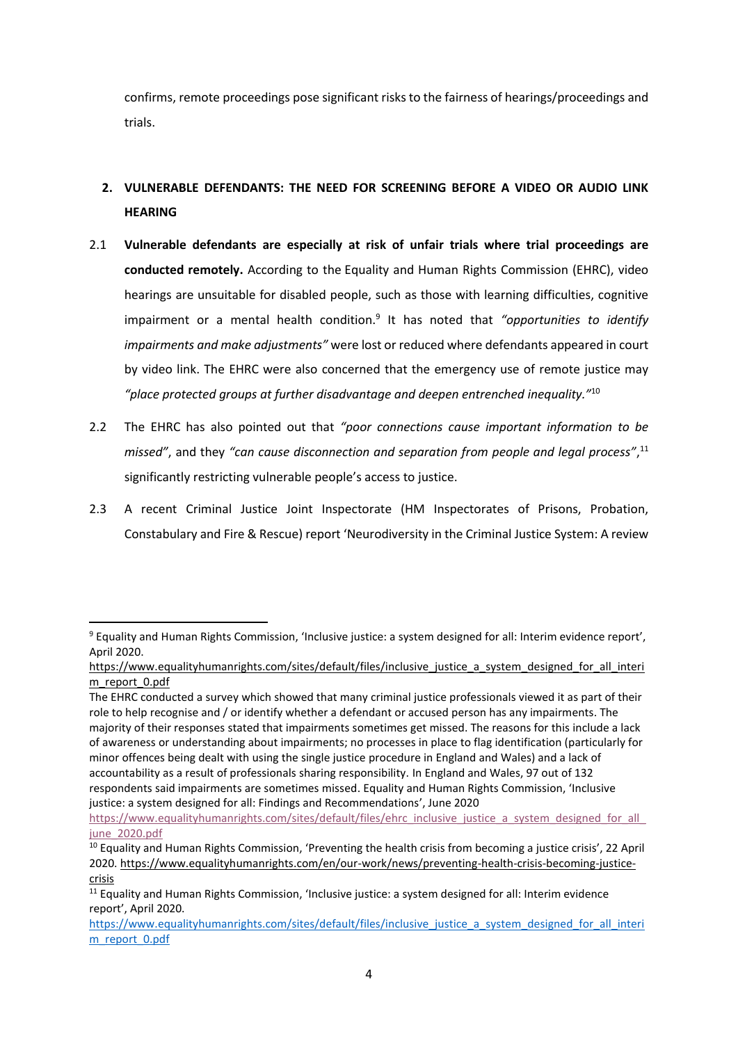confirms, remote proceedings pose significant risks to the fairness of hearings/proceedings and trials.

## 2. VULNERABLE DEFENDANTS: THE NEED FOR SCREENING BEFORE A VIDEO OR AUDIO LINK HEARING

2.1 **Vulnerable defendants are especially at risk of unfair trials where trial proceedings are conducted remotely.** According to the Equality and Human Rights Commission (EHRC), video hearings are unsuitable for disabled people, such as those with learning difficulties, cognitive impairment or a mental health condition.[9] It has noted that *"opportunities to identify impairments and make adjustments"* were lost or reduced where defendants appeared in court by video link. The EHRC were also concerned that the emergency use of remote justice may *"place protected groups at further disadvantage and deepen entrenched inequality."*[10]

2.2 The EHRC has also pointed out that *"poor connections cause important information to be missed"*, and they *"can cause disconnection and separation from people and legal process"*,[11] significantly restricting vulnerable people's access to justice.

2.3 A recent Criminal Justice Joint Inspectorate (HM Inspectorates of Prisons, Probation, Constabulary and Fire & Rescue) report 'Neurodiversity in the Criminal Justice System: A review

---

[9] Equality and Human Rights Commission, 'Inclusive justice: a system designed for all: Interim evidence report', April 2020. https://www.equalityhumanrights.com/sites/default/files/inclusive_justice_a_system_designed_for_all_interim_report_0.pdf

The EHRC conducted a survey which showed that many criminal justice professionals viewed it as part of their role to help recognise and / or identify whether a defendant or accused person has any impairments. The majority of their responses stated that impairments sometimes get missed. The reasons for this include a lack of awareness or understanding about impairments; no processes in place to flag identification (particularly for minor offences being dealt with using the single justice procedure in England and Wales) and a lack of accountability as a result of professionals sharing responsibility. In England and Wales, 97 out of 132 respondents said impairments are sometimes missed. Equality and Human Rights Commission, 'Inclusive justice: a system designed for all: Findings and Recommendations', June 2020 https://www.equalityhumanrights.com/sites/default/files/ehrc_inclusive_justice_a_system_designed_for_all_june_2020.pdf

[10] Equality and Human Rights Commission, 'Preventing the health crisis from becoming a justice crisis', 22 April 2020. https://www.equalityhumanrights.com/en/our-work/news/preventing-health-crisis-becoming-justice-crisis

[11] Equality and Human Rights Commission, 'Inclusive justice: a system designed for all: Interim evidence report', April 2020. https://www.equalityhumanrights.com/sites/default/files/inclusive_justice_a_system_designed_for_all_interim_report_0.pdf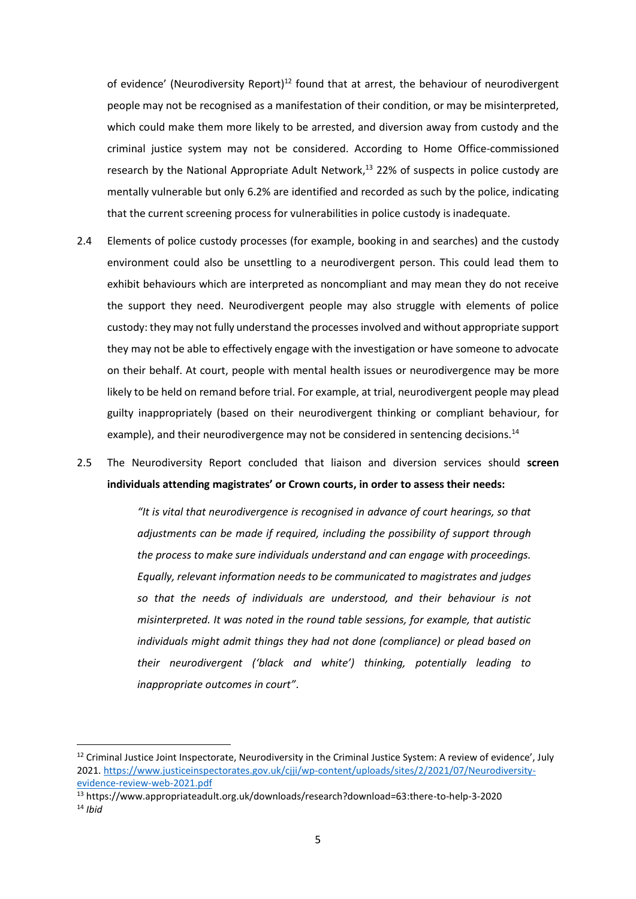of evidence' (Neurodiversity Report)[12] found that at arrest, the behaviour of neurodivergent people may not be recognised as a manifestation of their condition, or may be misinterpreted, which could make them more likely to be arrested, and diversion away from custody and the criminal justice system may not be considered. According to Home Office-commissioned research by the National Appropriate Adult Network,[13] 22% of suspects in police custody are mentally vulnerable but only 6.2% are identified and recorded as such by the police, indicating that the current screening process for vulnerabilities in police custody is inadequate.

2.4 Elements of police custody processes (for example, booking in and searches) and the custody environment could also be unsettling to a neurodivergent person. This could lead them to exhibit behaviours which are interpreted as noncompliant and may mean they do not receive the support they need. Neurodivergent people may also struggle with elements of police custody: they may not fully understand the processes involved and without appropriate support they may not be able to effectively engage with the investigation or have someone to advocate on their behalf. At court, people with mental health issues or neurodivergence may be more likely to be held on remand before trial. For example, at trial, neurodivergent people may plead guilty inappropriately (based on their neurodivergent thinking or compliant behaviour, for example), and their neurodivergence may not be considered in sentencing decisions.[14]

2.5 The Neurodiversity Report concluded that liaison and diversion services should **screen individuals attending magistrates' or Crown courts, in order to assess their needs:**

> *"It is vital that neurodivergence is recognised in advance of court hearings, so that adjustments can be made if required, including the possibility of support through the process to make sure individuals understand and can engage with proceedings. Equally, relevant information needs to be communicated to magistrates and judges so that the needs of individuals are understood, and their behaviour is not misinterpreted. It was noted in the round table sessions, for example, that autistic individuals might admit things they had not done (compliance) or plead based on their neurodivergent ('black and white') thinking, potentially leading to inappropriate outcomes in court"*.

---

[12] Criminal Justice Joint Inspectorate, Neurodiversity in the Criminal Justice System: A review of evidence', July 2021. https://www.justiceinspectorates.gov.uk/cjji/wp-content/uploads/sites/2/2021/07/Neurodiversity-evidence-review-web-2021.pdf

[13] https://www.appropriateadult.org.uk/downloads/research?download=63:there-to-help-3-2020

[14] *Ibid*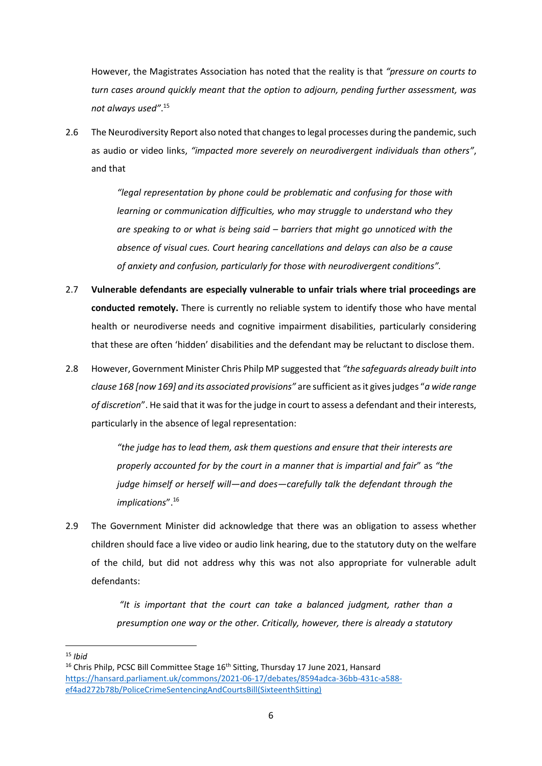However, the Magistrates Association has noted that the reality is that *"pressure on courts to turn cases around quickly meant that the option to adjourn, pending further assessment, was not always used"*.[15]

2.6 The Neurodiversity Report also noted that changes to legal processes during the pandemic, such as audio or video links, *"impacted more severely on neurodivergent individuals than others"*, and that

> *"legal representation by phone could be problematic and confusing for those with learning or communication difficulties, who may struggle to understand who they are speaking to or what is being said – barriers that might go unnoticed with the absence of visual cues. Court hearing cancellations and delays can also be a cause of anxiety and confusion, particularly for those with neurodivergent conditions".*

2.7 **Vulnerable defendants are especially vulnerable to unfair trials where trial proceedings are conducted remotely.** There is currently no reliable system to identify those who have mental health or neurodiverse needs and cognitive impairment disabilities, particularly considering that these are often 'hidden' disabilities and the defendant may be reluctant to disclose them.

2.8 However, Government Minister Chris Philp MP suggested that *"the safeguards already built into clause 168 [now 169] and its associated provisions"* are sufficient as it gives judges "*a wide range of discretion*". He said that it was for the judge in court to assess a defendant and their interests, particularly in the absence of legal representation:

> *"the judge has to lead them, ask them questions and ensure that their interests are properly accounted for by the court in a manner that is impartial and fair*" as *"the judge himself or herself will—and does—carefully talk the defendant through the implications*".[16]

2.9 The Government Minister did acknowledge that there was an obligation to assess whether children should face a live video or audio link hearing, due to the statutory duty on the welfare of the child, but did not address why this was not also appropriate for vulnerable adult defendants:

> *"It is important that the court can take a balanced judgment, rather than a presumption one way or the other. Critically, however, there is already a statutory*

---

[15] *Ibid*

[16] Chris Philp, PCSC Bill Committee Stage 16th Sitting, Thursday 17 June 2021, Hansard https://hansard.parliament.uk/commons/2021-06-17/debates/8594adca-36bb-431c-a588-ef4ad272b78b/PoliceCrimeSentencingAndCourtsBill(SixteenthSitting)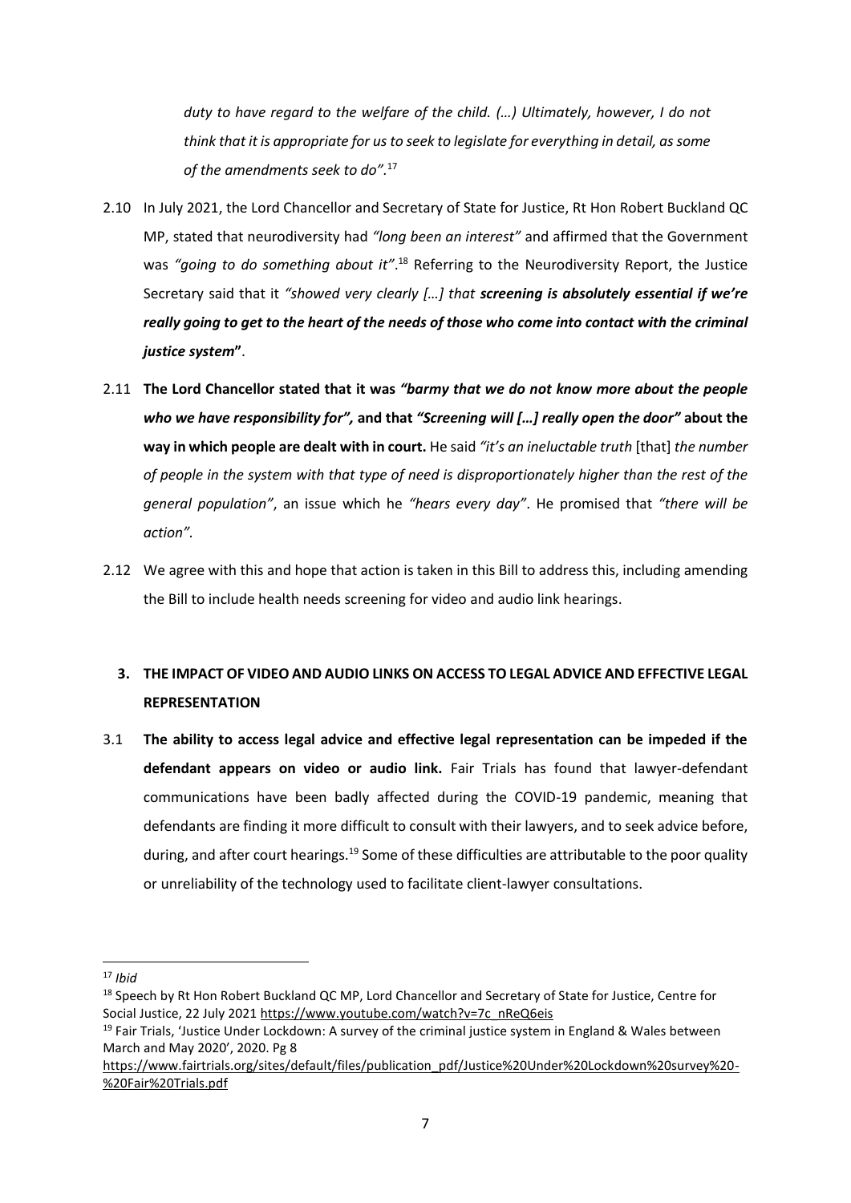*duty to have regard to the welfare of the child. (…) Ultimately, however, I do not think that it is appropriate for us to seek to legislate for everything in detail, as some of the amendments seek to do"*.[17]

2.10 In July 2021, the Lord Chancellor and Secretary of State for Justice, Rt Hon Robert Buckland QC MP, stated that neurodiversity had *"long been an interest"* and affirmed that the Government was *"going to do something about it"*.[18] Referring to the Neurodiversity Report, the Justice Secretary said that it *"showed very clearly […] that **screening is absolutely essential if we're really going to get to the heart of the needs of those who come into contact with the criminal justice system**"*.

2.11 **The Lord Chancellor stated that it was *"barmy that we do not know more about the people who we have responsibility for",* and that *"Screening will […] really open the door"* about the way in which people are dealt with in court.** He said *"it's an ineluctable truth* [that] *the number of people in the system with that type of need is disproportionately higher than the rest of the general population"*, an issue which he *"hears every day"*. He promised that *"there will be action".*

2.12 We agree with this and hope that action is taken in this Bill to address this, including amending the Bill to include health needs screening for video and audio link hearings.

## 3. THE IMPACT OF VIDEO AND AUDIO LINKS ON ACCESS TO LEGAL ADVICE AND EFFECTIVE LEGAL REPRESENTATION

3.1 **The ability to access legal advice and effective legal representation can be impeded if the defendant appears on video or audio link.** Fair Trials has found that lawyer-defendant communications have been badly affected during the COVID-19 pandemic, meaning that defendants are finding it more difficult to consult with their lawyers, and to seek advice before, during, and after court hearings.[19] Some of these difficulties are attributable to the poor quality or unreliability of the technology used to facilitate client-lawyer consultations.

---

[17] *Ibid*

[18] Speech by Rt Hon Robert Buckland QC MP, Lord Chancellor and Secretary of State for Justice, Centre for Social Justice, 22 July 2021 https://www.youtube.com/watch?v=7c_nReQ6eis

[19] Fair Trials, 'Justice Under Lockdown: A survey of the criminal justice system in England & Wales between March and May 2020', 2020. Pg 8 https://www.fairtrials.org/sites/default/files/publication_pdf/Justice%20Under%20Lockdown%20survey%20-%20Fair%20Trials.pdf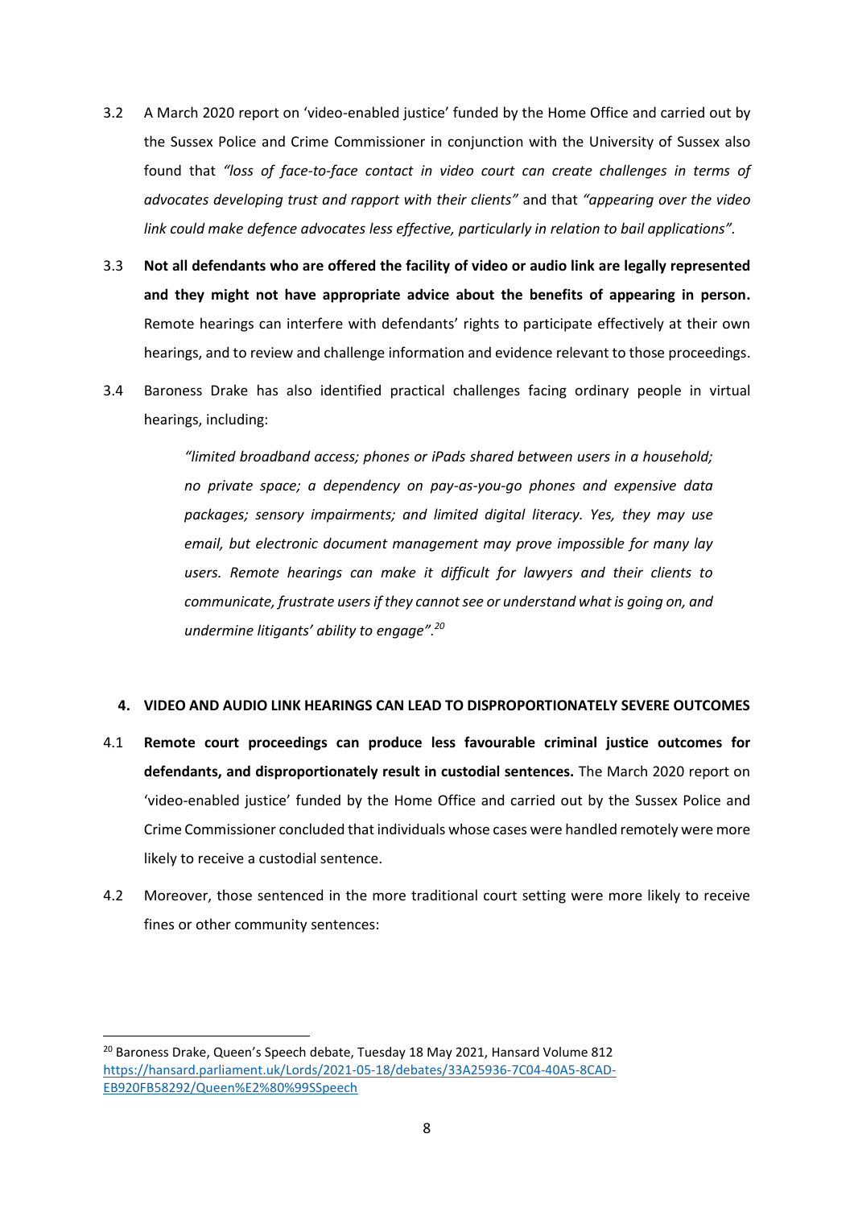3.2 A March 2020 report on 'video-enabled justice' funded by the Home Office and carried out by the Sussex Police and Crime Commissioner in conjunction with the University of Sussex also found that *"loss of face-to-face contact in video court can create challenges in terms of advocates developing trust and rapport with their clients"* and that *"appearing over the video link could make defence advocates less effective, particularly in relation to bail applications"*.

3.3 **Not all defendants who are offered the facility of video or audio link are legally represented and they might not have appropriate advice about the benefits of appearing in person.** Remote hearings can interfere with defendants' rights to participate effectively at their own hearings, and to review and challenge information and evidence relevant to those proceedings.

3.4 Baroness Drake has also identified practical challenges facing ordinary people in virtual hearings, including:

> *"limited broadband access; phones or iPads shared between users in a household; no private space; a dependency on pay-as-you-go phones and expensive data packages; sensory impairments; and limited digital literacy. Yes, they may use email, but electronic document management may prove impossible for many lay users. Remote hearings can make it difficult for lawyers and their clients to communicate, frustrate users if they cannot see or understand what is going on, and undermine litigants' ability to engage".*[20]

## 4. VIDEO AND AUDIO LINK HEARINGS CAN LEAD TO DISPROPORTIONATELY SEVERE OUTCOMES

4.1 **Remote court proceedings can produce less favourable criminal justice outcomes for defendants, and disproportionately result in custodial sentences.** The March 2020 report on 'video-enabled justice' funded by the Home Office and carried out by the Sussex Police and Crime Commissioner concluded that individuals whose cases were handled remotely were more likely to receive a custodial sentence.

4.2 Moreover, those sentenced in the more traditional court setting were more likely to receive fines or other community sentences:

---

[20] Baroness Drake, Queen's Speech debate, Tuesday 18 May 2021, Hansard Volume 812 https://hansard.parliament.uk/Lords/2021-05-18/debates/33A25936-7C04-40A5-8CAD-EB920FB58292/Queen%E2%80%99SSpeech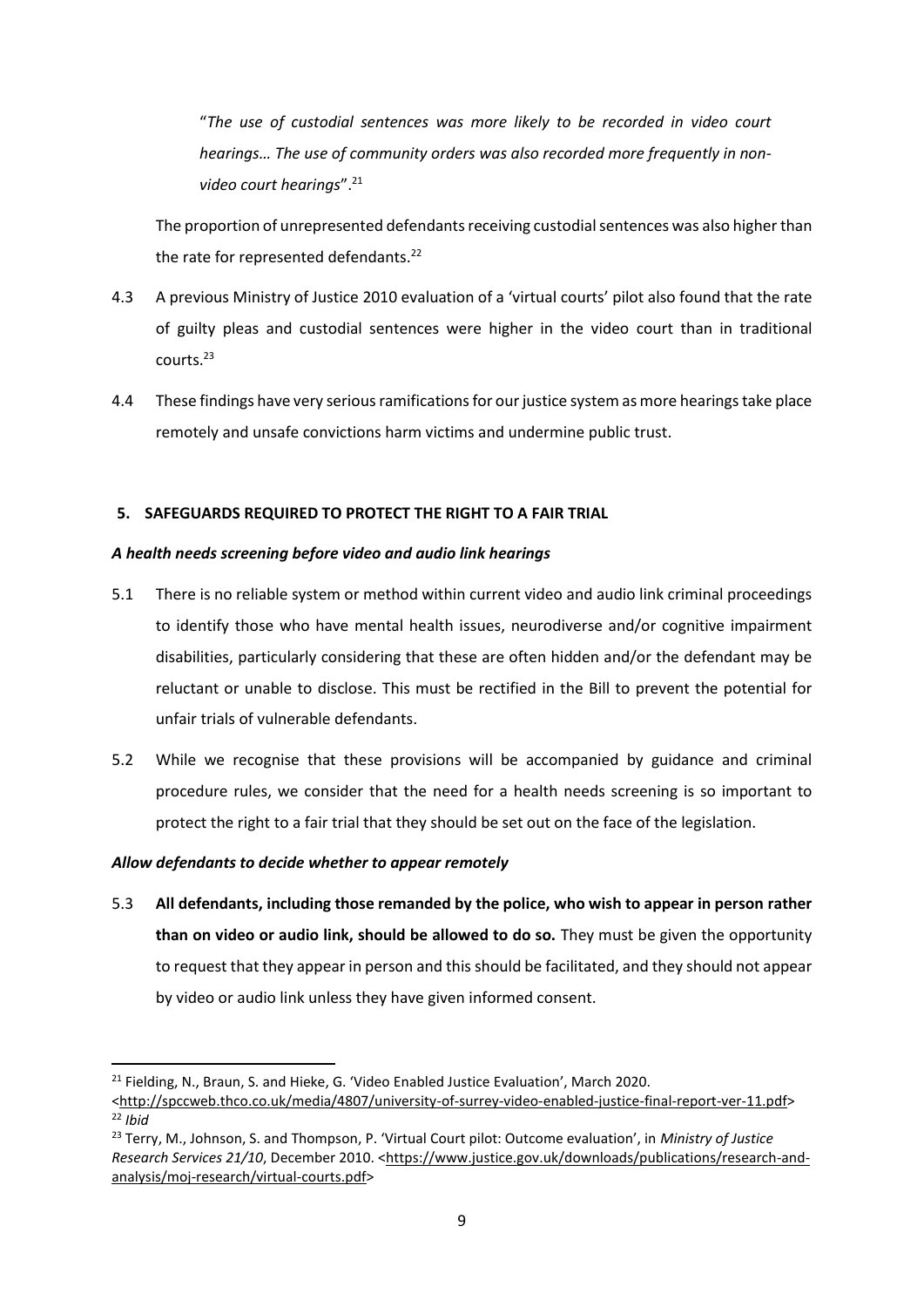"*The use of custodial sentences was more likely to be recorded in video court hearings… The use of community orders was also recorded more frequently in non-video court hearings*".[21]

The proportion of unrepresented defendants receiving custodial sentences was also higher than the rate for represented defendants.[22]

4.3 A previous Ministry of Justice 2010 evaluation of a 'virtual courts' pilot also found that the rate of guilty pleas and custodial sentences were higher in the video court than in traditional courts.[23]

4.4 These findings have very serious ramifications for our justice system as more hearings take place remotely and unsafe convictions harm victims and undermine public trust.

## 5. SAFEGUARDS REQUIRED TO PROTECT THE RIGHT TO A FAIR TRIAL

### *A health needs screening before video and audio link hearings*

5.1 There is no reliable system or method within current video and audio link criminal proceedings to identify those who have mental health issues, neurodiverse and/or cognitive impairment disabilities, particularly considering that these are often hidden and/or the defendant may be reluctant or unable to disclose. This must be rectified in the Bill to prevent the potential for unfair trials of vulnerable defendants.

5.2 While we recognise that these provisions will be accompanied by guidance and criminal procedure rules, we consider that the need for a health needs screening is so important to protect the right to a fair trial that they should be set out on the face of the legislation.

### *Allow defendants to decide whether to appear remotely*

5.3 **All defendants, including those remanded by the police, who wish to appear in person rather than on video or audio link, should be allowed to do so.** They must be given the opportunity to request that they appear in person and this should be facilitated, and they should not appear by video or audio link unless they have given informed consent.

---

[21] Fielding, N., Braun, S. and Hieke, G. 'Video Enabled Justice Evaluation', March 2020. <http://spccweb.thco.co.uk/media/4807/university-of-surrey-video-enabled-justice-final-report-ver-11.pdf>

[22] *Ibid*

[23] Terry, M., Johnson, S. and Thompson, P. 'Virtual Court pilot: Outcome evaluation', in *Ministry of Justice Research Services 21/10*, December 2010. <https://www.justice.gov.uk/downloads/publications/research-and-analysis/moj-research/virtual-courts.pdf>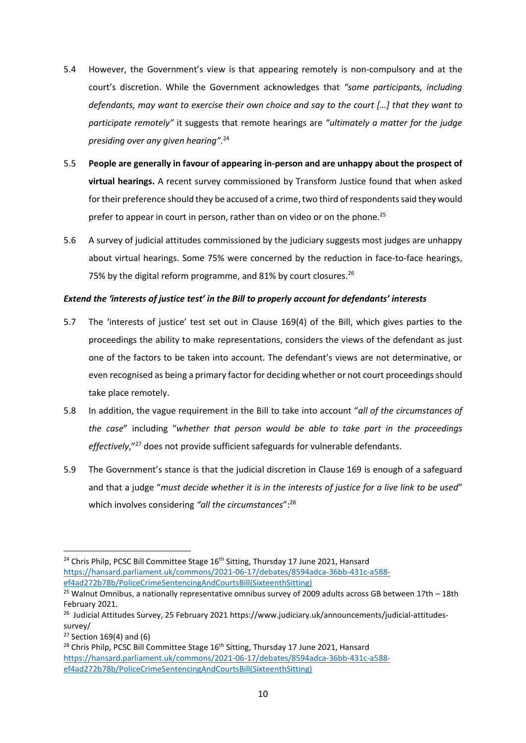5.4 However, the Government's view is that appearing remotely is non-compulsory and at the court's discretion. While the Government acknowledges that *"some participants, including defendants, may want to exercise their own choice and say to the court […] that they want to participate remotely"* it suggests that remote hearings are *"ultimately a matter for the judge presiding over any given hearing"*.[24]

5.5 **People are generally in favour of appearing in-person and are unhappy about the prospect of virtual hearings.** A recent survey commissioned by Transform Justice found that when asked for their preference should they be accused of a crime, two third of respondents said they would prefer to appear in court in person, rather than on video or on the phone.[25]

5.6 A survey of judicial attitudes commissioned by the judiciary suggests most judges are unhappy about virtual hearings. Some 75% were concerned by the reduction in face-to-face hearings, 75% by the digital reform programme, and 81% by court closures.[26]

***Extend the 'interests of justice test' in the Bill to properly account for defendants' interests***

5.7 The 'interests of justice' test set out in Clause 169(4) of the Bill, which gives parties to the proceedings the ability to make representations, considers the views of the defendant as just one of the factors to be taken into account. The defendant's views are not determinative, or even recognised as being a primary factor for deciding whether or not court proceedings should take place remotely.

5.8 In addition, the vague requirement in the Bill to take into account "*all of the circumstances of the case*" including "*whether that person would be able to take part in the proceedings effectively*,"[27] does not provide sufficient safeguards for vulnerable defendants.

5.9 The Government's stance is that the judicial discretion in Clause 169 is enough of a safeguard and that a judge "*must decide whether it is in the interests of justice for a live link to be used*" which involves considering *"all the circumstances"*:[28]

---

[24] Chris Philp, PCSC Bill Committee Stage 16th Sitting, Thursday 17 June 2021, Hansard https://hansard.parliament.uk/commons/2021-06-17/debates/8594adca-36bb-431c-a588-ef4ad272b78b/PoliceCrimeSentencingAndCourtsBill(SixteenthSitting)

[25] Walnut Omnibus, a nationally representative omnibus survey of 2009 adults across GB between 17th – 18th February 2021.

[26] Judicial Attitudes Survey, 25 February 2021 https://www.judiciary.uk/announcements/judicial-attitudes-survey/

[27] Section 169(4) and (6)

[28] Chris Philp, PCSC Bill Committee Stage 16th Sitting, Thursday 17 June 2021, Hansard https://hansard.parliament.uk/commons/2021-06-17/debates/8594adca-36bb-431c-a588-ef4ad272b78b/PoliceCrimeSentencingAndCourtsBill(SixteenthSitting)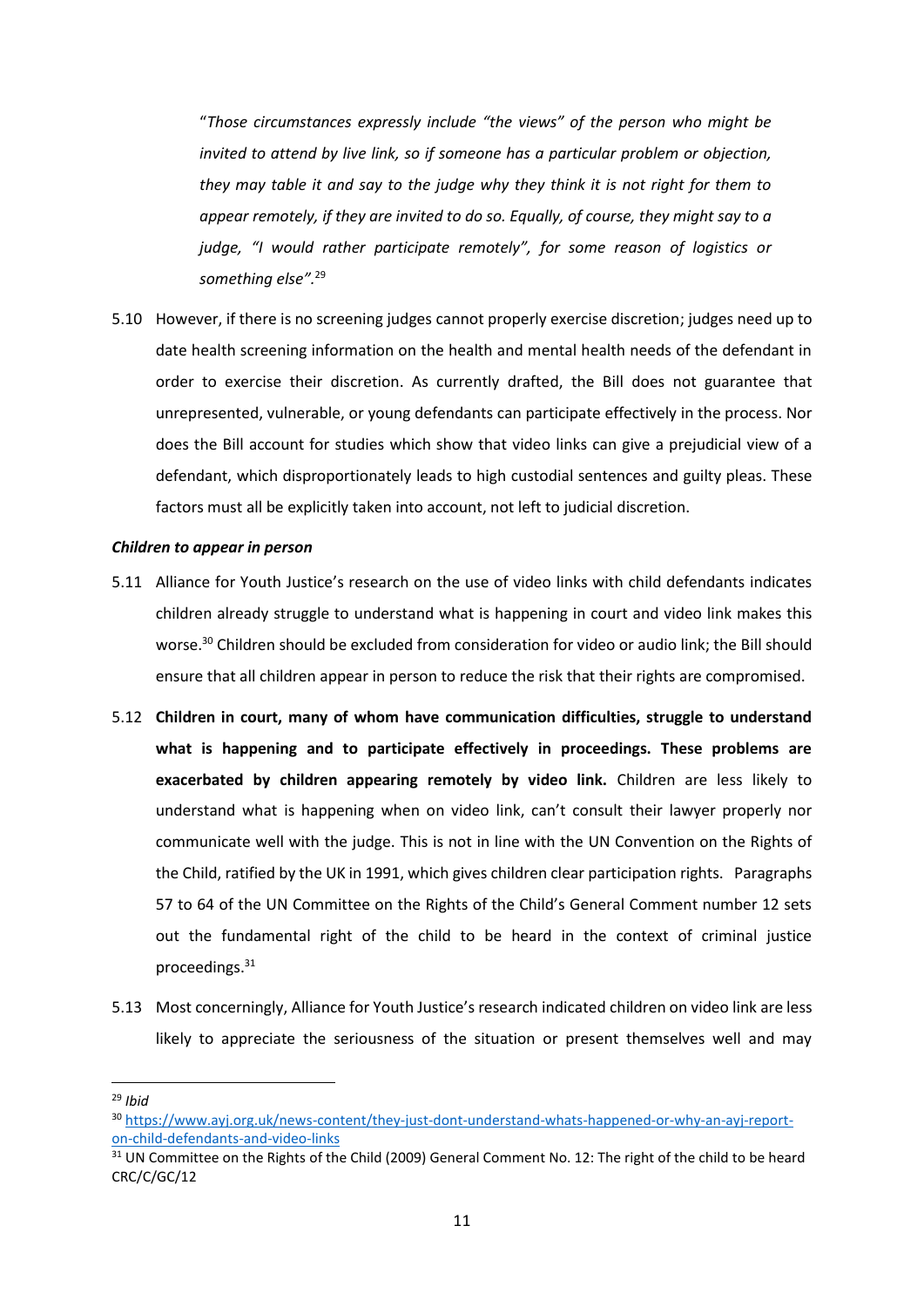> "*Those circumstances expressly include "the views" of the person who might be invited to attend by live link, so if someone has a particular problem or objection, they may table it and say to the judge why they think it is not right for them to appear remotely, if they are invited to do so. Equally, of course, they might say to a judge, "I would rather participate remotely", for some reason of logistics or something else".*[29]

5.10 However, if there is no screening judges cannot properly exercise discretion; judges need up to date health screening information on the health and mental health needs of the defendant in order to exercise their discretion. As currently drafted, the Bill does not guarantee that unrepresented, vulnerable, or young defendants can participate effectively in the process. Nor does the Bill account for studies which show that video links can give a prejudicial view of a defendant, which disproportionately leads to high custodial sentences and guilty pleas. These factors must all be explicitly taken into account, not left to judicial discretion.

***Children to appear in person***

5.11 Alliance for Youth Justice's research on the use of video links with child defendants indicates children already struggle to understand what is happening in court and video link makes this worse.[30] Children should be excluded from consideration for video or audio link; the Bill should ensure that all children appear in person to reduce the risk that their rights are compromised.

5.12 **Children in court, many of whom have communication difficulties, struggle to understand what is happening and to participate effectively in proceedings. These problems are exacerbated by children appearing remotely by video link.** Children are less likely to understand what is happening when on video link, can't consult their lawyer properly nor communicate well with the judge. This is not in line with the UN Convention on the Rights of the Child, ratified by the UK in 1991, which gives children clear participation rights. Paragraphs 57 to 64 of the UN Committee on the Rights of the Child's General Comment number 12 sets out the fundamental right of the child to be heard in the context of criminal justice proceedings.[31]

5.13 Most concerningly, Alliance for Youth Justice's research indicated children on video link are less likely to appreciate the seriousness of the situation or present themselves well and may

---

[29] *Ibid*

[30] https://www.ayj.org.uk/news-content/they-just-dont-understand-whats-happened-or-why-an-ayj-report-on-child-defendants-and-video-links

[31] UN Committee on the Rights of the Child (2009) General Comment No. 12: The right of the child to be heard CRC/C/GC/12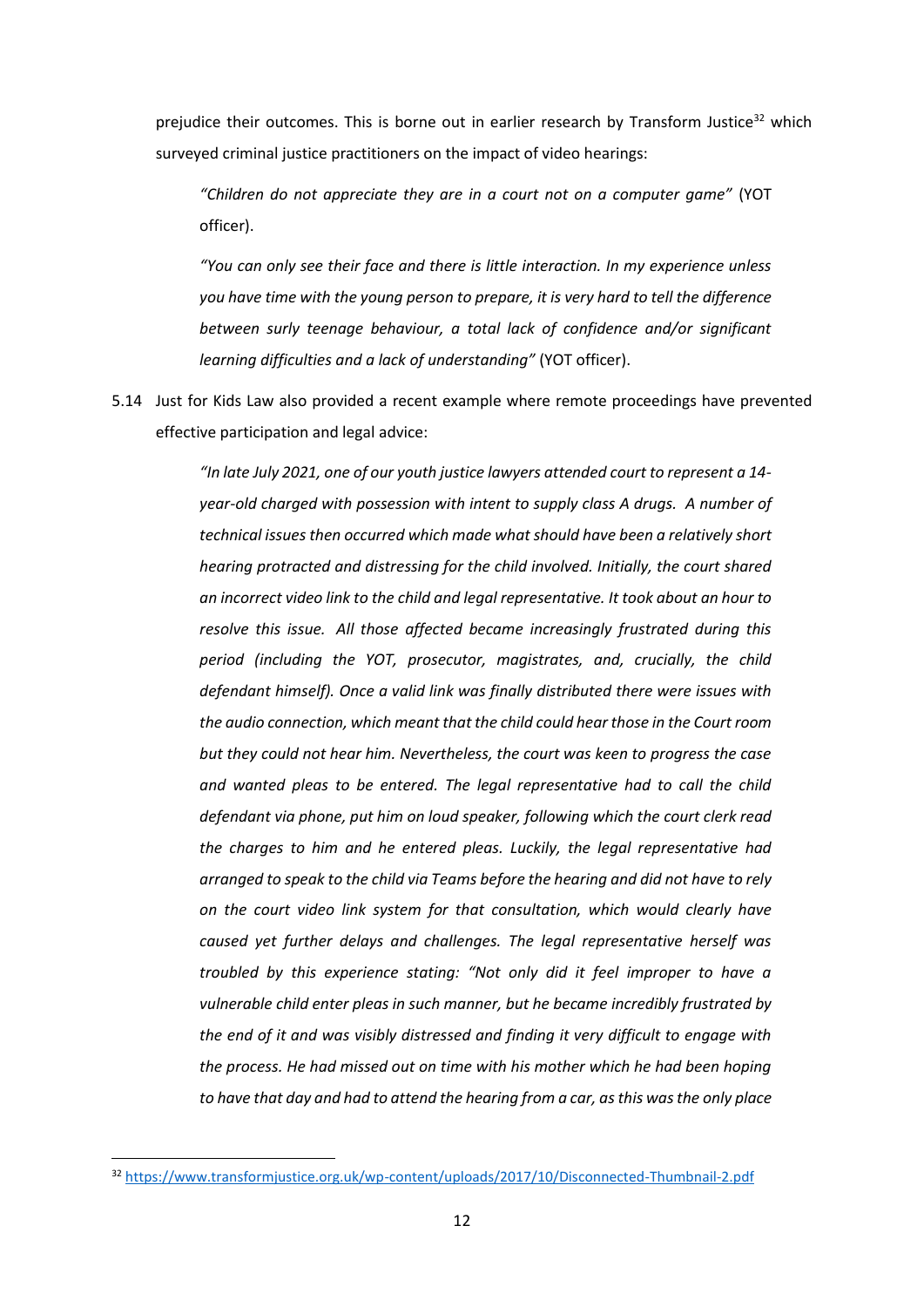prejudice their outcomes. This is borne out in earlier research by Transform Justice[32] which surveyed criminal justice practitioners on the impact of video hearings:

> *"Children do not appreciate they are in a court not on a computer game"* (YOT officer).
>
> *"You can only see their face and there is little interaction. In my experience unless you have time with the young person to prepare, it is very hard to tell the difference between surly teenage behaviour, a total lack of confidence and/or significant learning difficulties and a lack of understanding"* (YOT officer).

5.14 Just for Kids Law also provided a recent example where remote proceedings have prevented effective participation and legal advice:

> *"In late July 2021, one of our youth justice lawyers attended court to represent a 14-year-old charged with possession with intent to supply class A drugs. A number of technical issues then occurred which made what should have been a relatively short hearing protracted and distressing for the child involved. Initially, the court shared an incorrect video link to the child and legal representative. It took about an hour to resolve this issue. All those affected became increasingly frustrated during this period (including the YOT, prosecutor, magistrates, and, crucially, the child defendant himself). Once a valid link was finally distributed there were issues with the audio connection, which meant that the child could hear those in the Court room but they could not hear him. Nevertheless, the court was keen to progress the case and wanted pleas to be entered. The legal representative had to call the child defendant via phone, put him on loud speaker, following which the court clerk read the charges to him and he entered pleas. Luckily, the legal representative had arranged to speak to the child via Teams before the hearing and did not have to rely on the court video link system for that consultation, which would clearly have caused yet further delays and challenges. The legal representative herself was troubled by this experience stating: "Not only did it feel improper to have a vulnerable child enter pleas in such manner, but he became incredibly frustrated by the end of it and was visibly distressed and finding it very difficult to engage with the process. He had missed out on time with his mother which he had been hoping to have that day and had to attend the hearing from a car, as this was the only place*

[32] https://www.transformjustice.org.uk/wp-content/uploads/2017/10/Disconnected-Thumbnail-2.pdf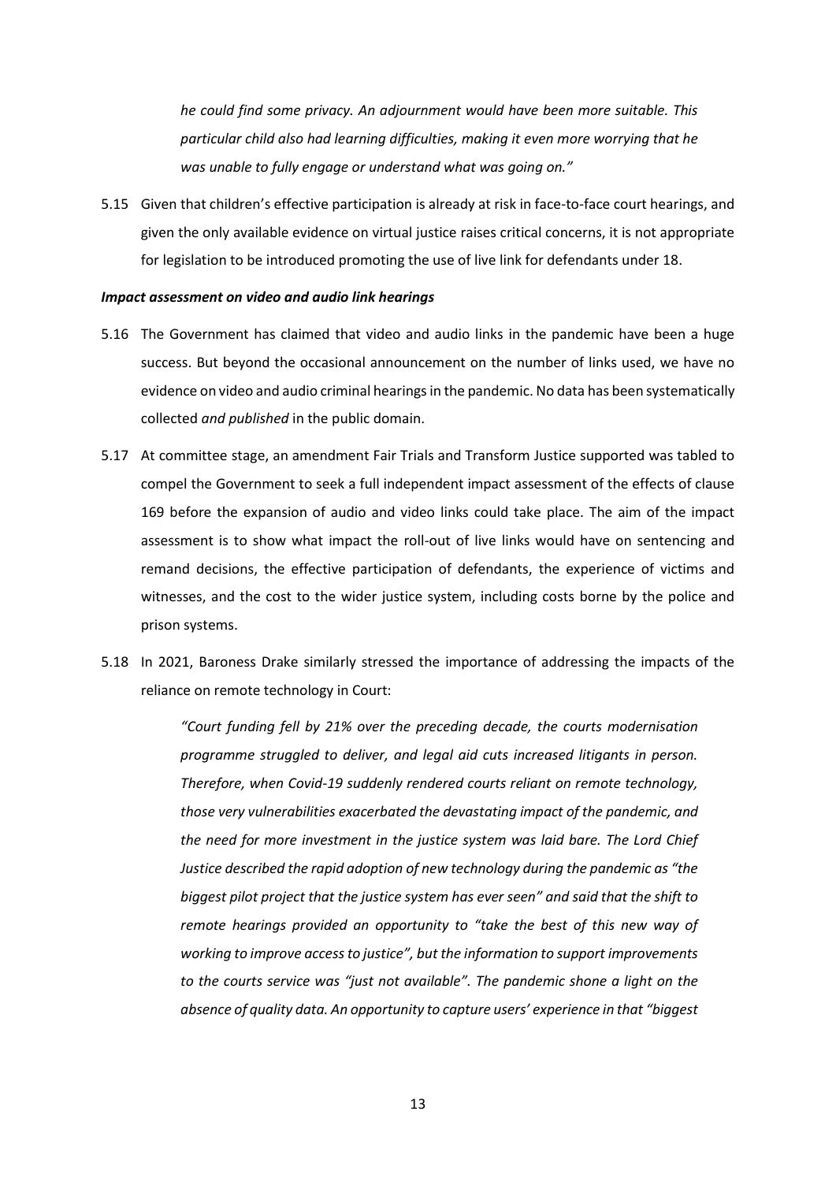*he could find some privacy. An adjournment would have been more suitable. This particular child also had learning difficulties, making it even more worrying that he was unable to fully engage or understand what was going on."*

5.15 Given that children's effective participation is already at risk in face-to-face court hearings, and given the only available evidence on virtual justice raises critical concerns, it is not appropriate for legislation to be introduced promoting the use of live link for defendants under 18.

***Impact assessment on video and audio link hearings***

5.16 The Government has claimed that video and audio links in the pandemic have been a huge success. But beyond the occasional announcement on the number of links used, we have no evidence on video and audio criminal hearings in the pandemic. No data has been systematically collected *and published* in the public domain.

5.17 At committee stage, an amendment Fair Trials and Transform Justice supported was tabled to compel the Government to seek a full independent impact assessment of the effects of clause 169 before the expansion of audio and video links could take place. The aim of the impact assessment is to show what impact the roll-out of live links would have on sentencing and remand decisions, the effective participation of defendants, the experience of victims and witnesses, and the cost to the wider justice system, including costs borne by the police and prison systems.

5.18 In 2021, Baroness Drake similarly stressed the importance of addressing the impacts of the reliance on remote technology in Court:

> *"Court funding fell by 21% over the preceding decade, the courts modernisation programme struggled to deliver, and legal aid cuts increased litigants in person. Therefore, when Covid-19 suddenly rendered courts reliant on remote technology, those very vulnerabilities exacerbated the devastating impact of the pandemic, and the need for more investment in the justice system was laid bare. The Lord Chief Justice described the rapid adoption of new technology during the pandemic as "the biggest pilot project that the justice system has ever seen" and said that the shift to remote hearings provided an opportunity to "take the best of this new way of working to improve access to justice", but the information to support improvements to the courts service was "just not available". The pandemic shone a light on the absence of quality data. An opportunity to capture users' experience in that "biggest*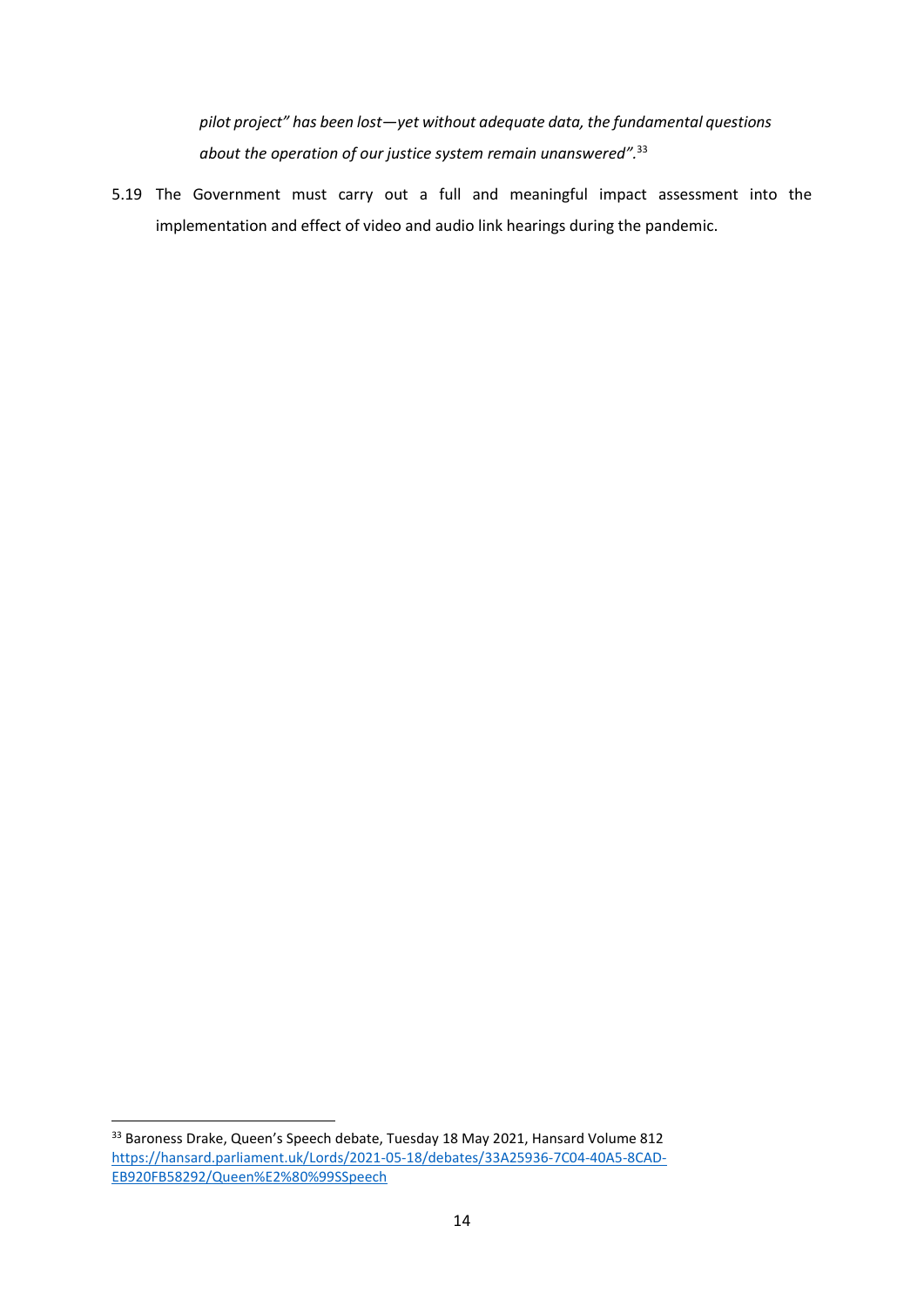*pilot project" has been lost—yet without adequate data, the fundamental questions about the operation of our justice system remain unanswered".*[33]

5.19 The Government must carry out a full and meaningful impact assessment into the implementation and effect of video and audio link hearings during the pandemic.

---

[33] Baroness Drake, Queen's Speech debate, Tuesday 18 May 2021, Hansard Volume 812 https://hansard.parliament.uk/Lords/2021-05-18/debates/33A25936-7C04-40A5-8CAD-EB920FB58292/Queen%E2%80%99SSpeech